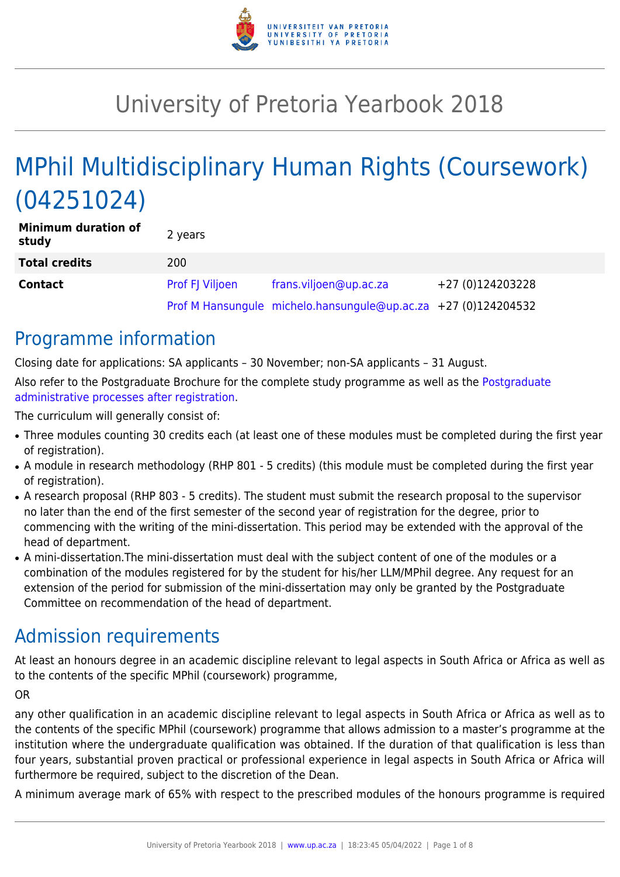# University of Pretoria Yearbook 2018

# MPhil Multidisciplinary Human Rights (Coursework) (04251024)

| | | | |
|---|---|---|---|
| **Minimum duration of study** | 2 years | | |
| **Total credits** | 200 | | |
| **Contact** | Prof FJ Viljoen | frans.viljoen@up.ac.za | +27 (0)124203228 |
| | Prof M Hansungule | michelo.hansungule@up.ac.za | +27 (0)124204532 |

## Programme information

Closing date for applications: SA applicants – 30 November; non-SA applicants – 31 August.

Also refer to the Postgraduate Brochure for the complete study programme as well as the Postgraduate administrative processes after registration.

The curriculum will generally consist of:

- Three modules counting 30 credits each (at least one of these modules must be completed during the first year of registration).
- A module in research methodology (RHP 801 - 5 credits) (this module must be completed during the first year of registration).
- A research proposal (RHP 803 - 5 credits). The student must submit the research proposal to the supervisor no later than the end of the first semester of the second year of registration for the degree, prior to commencing with the writing of the mini-dissertation. This period may be extended with the approval of the head of department.
- A mini-dissertation.The mini-dissertation must deal with the subject content of one of the modules or a combination of the modules registered for by the student for his/her LLM/MPhil degree. Any request for an extension of the period for submission of the mini-dissertation may only be granted by the Postgraduate Committee on recommendation of the head of department.

## Admission requirements

At least an honours degree in an academic discipline relevant to legal aspects in South Africa or Africa as well as to the contents of the specific MPhil (coursework) programme,

OR

any other qualification in an academic discipline relevant to legal aspects in South Africa or Africa as well as to the contents of the specific MPhil (coursework) programme that allows admission to a master's programme at the institution where the undergraduate qualification was obtained. If the duration of that qualification is less than four years, substantial proven practical or professional experience in legal aspects in South Africa or Africa will furthermore be required, subject to the discretion of the Dean.

A minimum average mark of 65% with respect to the prescribed modules of the honours programme is required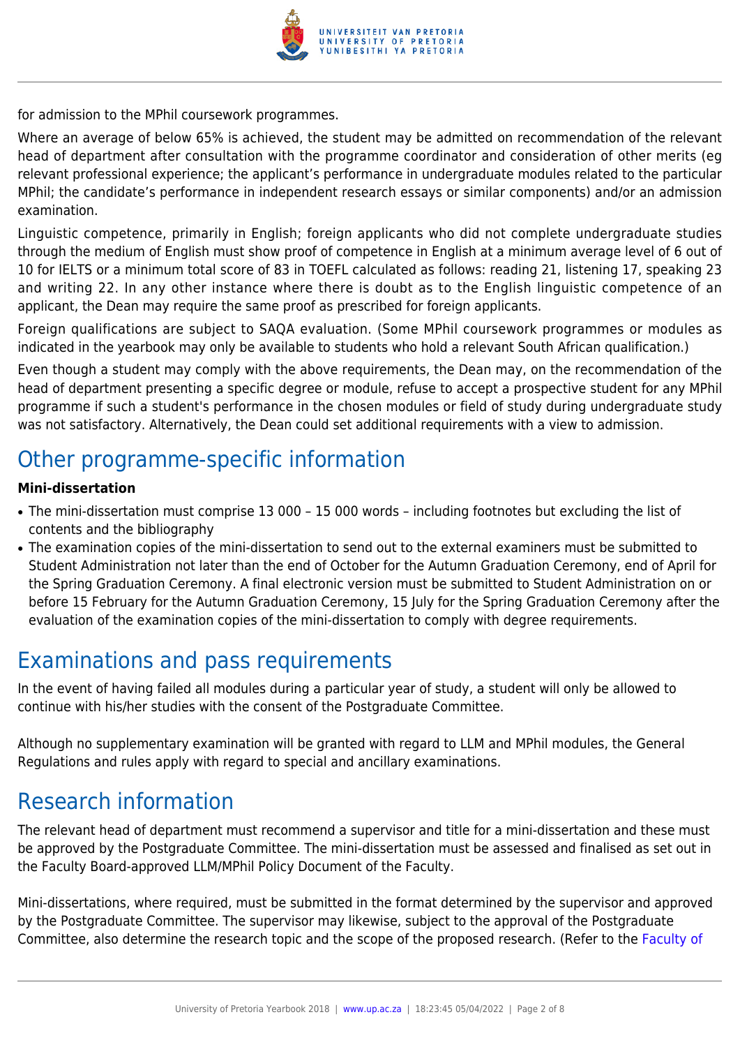for admission to the MPhil coursework programmes.

Where an average of below 65% is achieved, the student may be admitted on recommendation of the relevant head of department after consultation with the programme coordinator and consideration of other merits (eg relevant professional experience; the applicant's performance in undergraduate modules related to the particular MPhil; the candidate's performance in independent research essays or similar components) and/or an admission examination.

Linguistic competence, primarily in English; foreign applicants who did not complete undergraduate studies through the medium of English must show proof of competence in English at a minimum average level of 6 out of 10 for IELTS or a minimum total score of 83 in TOEFL calculated as follows: reading 21, listening 17, speaking 23 and writing 22. In any other instance where there is doubt as to the English linguistic competence of an applicant, the Dean may require the same proof as prescribed for foreign applicants.

Foreign qualifications are subject to SAQA evaluation. (Some MPhil coursework programmes or modules as indicated in the yearbook may only be available to students who hold a relevant South African qualification.)

Even though a student may comply with the above requirements, the Dean may, on the recommendation of the head of department presenting a specific degree or module, refuse to accept a prospective student for any MPhil programme if such a student's performance in the chosen modules or field of study during undergraduate study was not satisfactory. Alternatively, the Dean could set additional requirements with a view to admission.

## Other programme-specific information

**Mini-dissertation**

- The mini-dissertation must comprise 13 000 – 15 000 words – including footnotes but excluding the list of contents and the bibliography
- The examination copies of the mini-dissertation to send out to the external examiners must be submitted to Student Administration not later than the end of October for the Autumn Graduation Ceremony, end of April for the Spring Graduation Ceremony. A final electronic version must be submitted to Student Administration on or before 15 February for the Autumn Graduation Ceremony, 15 July for the Spring Graduation Ceremony after the evaluation of the examination copies of the mini-dissertation to comply with degree requirements.

## Examinations and pass requirements

In the event of having failed all modules during a particular year of study, a student will only be allowed to continue with his/her studies with the consent of the Postgraduate Committee.

Although no supplementary examination will be granted with regard to LLM and MPhil modules, the General Regulations and rules apply with regard to special and ancillary examinations.

## Research information

The relevant head of department must recommend a supervisor and title for a mini-dissertation and these must be approved by the Postgraduate Committee. The mini-dissertation must be assessed and finalised as set out in the Faculty Board-approved LLM/MPhil Policy Document of the Faculty.

Mini-dissertations, where required, must be submitted in the format determined by the supervisor and approved by the Postgraduate Committee. The supervisor may likewise, subject to the approval of the Postgraduate Committee, also determine the research topic and the scope of the proposed research. (Refer to the Faculty of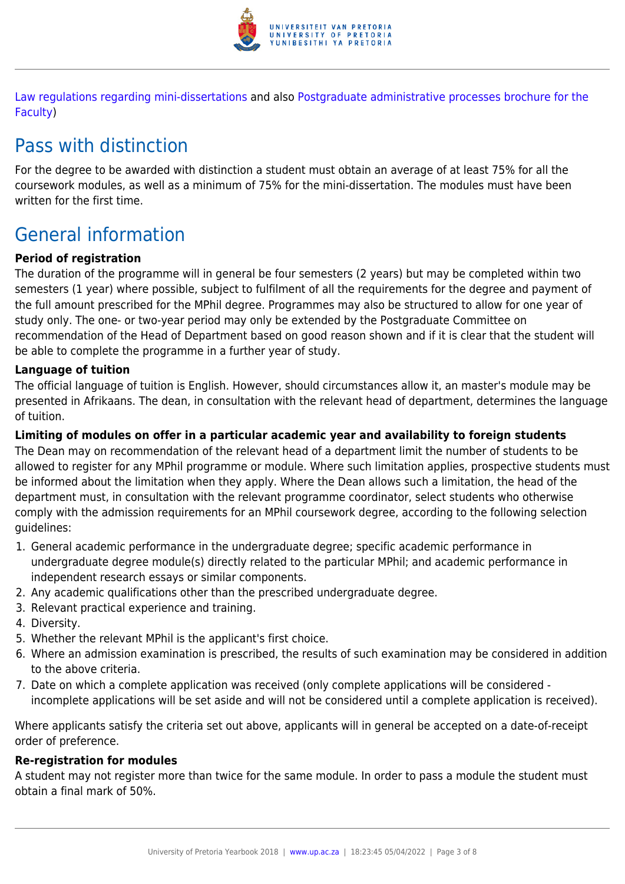Law regulations regarding mini-dissertations and also Postgraduate administrative processes brochure for the Faculty)

## Pass with distinction

For the degree to be awarded with distinction a student must obtain an average of at least 75% for all the coursework modules, as well as a minimum of 75% for the mini-dissertation. The modules must have been written for the first time.

## General information

**Period of registration**

The duration of the programme will in general be four semesters (2 years) but may be completed within two semesters (1 year) where possible, subject to fulfilment of all the requirements for the degree and payment of the full amount prescribed for the MPhil degree. Programmes may also be structured to allow for one year of study only. The one- or two-year period may only be extended by the Postgraduate Committee on recommendation of the Head of Department based on good reason shown and if it is clear that the student will be able to complete the programme in a further year of study.

**Language of tuition**

The official language of tuition is English. However, should circumstances allow it, an master's module may be presented in Afrikaans. The dean, in consultation with the relevant head of department, determines the language of tuition.

**Limiting of modules on offer in a particular academic year and availability to foreign students**

The Dean may on recommendation of the relevant head of a department limit the number of students to be allowed to register for any MPhil programme or module. Where such limitation applies, prospective students must be informed about the limitation when they apply. Where the Dean allows such a limitation, the head of the department must, in consultation with the relevant programme coordinator, select students who otherwise comply with the admission requirements for an MPhil coursework degree, according to the following selection guidelines:

1. General academic performance in the undergraduate degree; specific academic performance in undergraduate degree module(s) directly related to the particular MPhil; and academic performance in independent research essays or similar components.
2. Any academic qualifications other than the prescribed undergraduate degree.
3. Relevant practical experience and training.
4. Diversity.
5. Whether the relevant MPhil is the applicant's first choice.
6. Where an admission examination is prescribed, the results of such examination may be considered in addition to the above criteria.
7. Date on which a complete application was received (only complete applications will be considered - incomplete applications will be set aside and will not be considered until a complete application is received).

Where applicants satisfy the criteria set out above, applicants will in general be accepted on a date-of-receipt order of preference.

**Re-registration for modules**

A student may not register more than twice for the same module. In order to pass a module the student must obtain a final mark of 50%.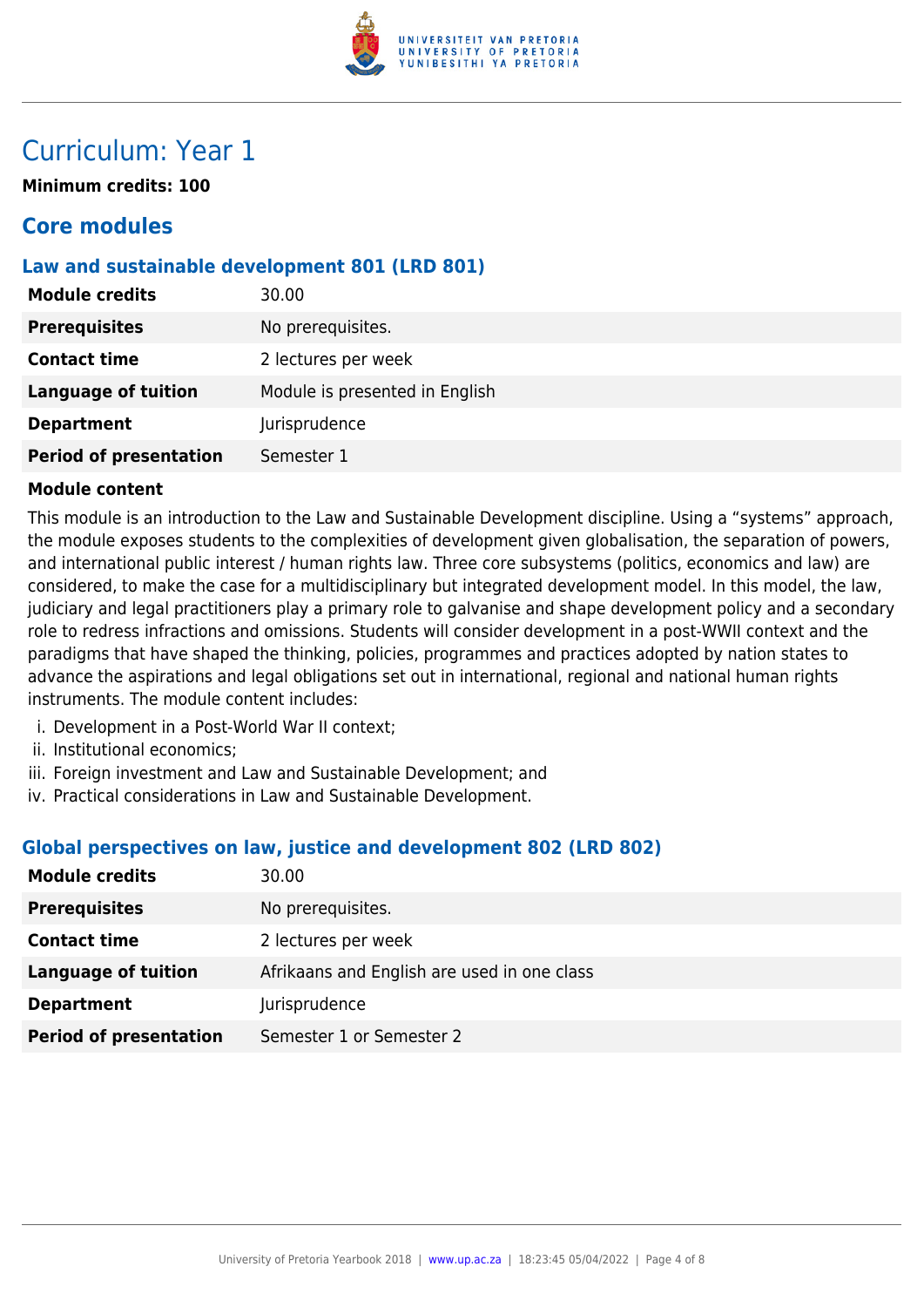# Curriculum: Year 1

**Minimum credits: 100**

## Core modules

### Law and sustainable development 801 (LRD 801)

| | |
|---|---|
| **Module credits** | 30.00 |
| **Prerequisites** | No prerequisites. |
| **Contact time** | 2 lectures per week |
| **Language of tuition** | Module is presented in English |
| **Department** | Jurisprudence |
| **Period of presentation** | Semester 1 |

#### Module content

This module is an introduction to the Law and Sustainable Development discipline. Using a "systems" approach, the module exposes students to the complexities of development given globalisation, the separation of powers, and international public interest / human rights law. Three core subsystems (politics, economics and law) are considered, to make the case for a multidisciplinary but integrated development model. In this model, the law, judiciary and legal practitioners play a primary role to galvanise and shape development policy and a secondary role to redress infractions and omissions. Students will consider development in a post-WWII context and the paradigms that have shaped the thinking, policies, programmes and practices adopted by nation states to advance the aspirations and legal obligations set out in international, regional and national human rights instruments. The module content includes:

i. Development in a Post-World War II context;
ii. Institutional economics;
iii. Foreign investment and Law and Sustainable Development; and
iv. Practical considerations in Law and Sustainable Development.

### Global perspectives on law, justice and development 802 (LRD 802)

| | |
|---|---|
| **Module credits** | 30.00 |
| **Prerequisites** | No prerequisites. |
| **Contact time** | 2 lectures per week |
| **Language of tuition** | Afrikaans and English are used in one class |
| **Department** | Jurisprudence |
| **Period of presentation** | Semester 1 or Semester 2 |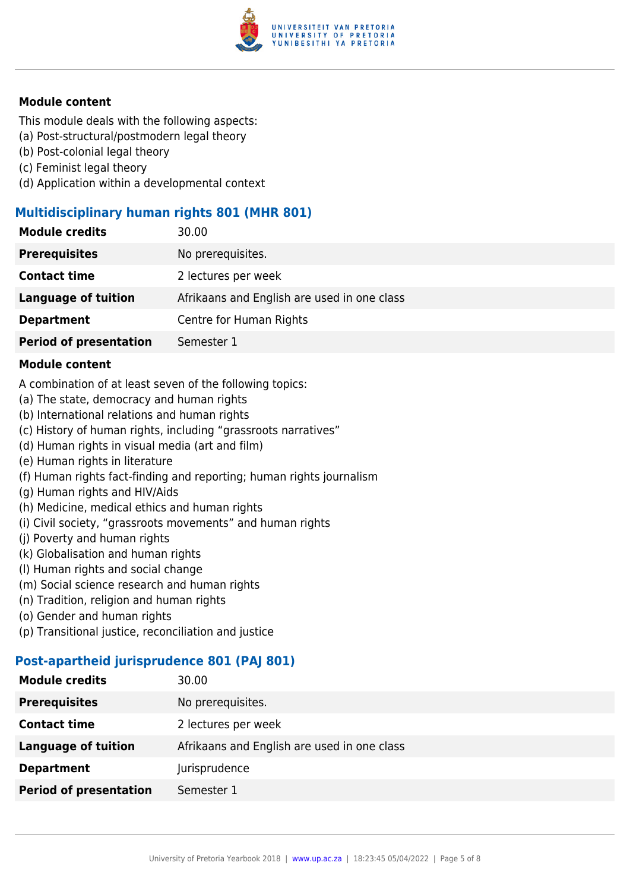### Module content

This module deals with the following aspects:
(a) Post-structural/postmodern legal theory
(b) Post-colonial legal theory
(c) Feminist legal theory
(d) Application within a developmental context

## Multidisciplinary human rights 801 (MHR 801)

| | |
|---|---|
| **Module credits** | 30.00 |
| **Prerequisites** | No prerequisites. |
| **Contact time** | 2 lectures per week |
| **Language of tuition** | Afrikaans and English are used in one class |
| **Department** | Centre for Human Rights |
| **Period of presentation** | Semester 1 |

### Module content

A combination of at least seven of the following topics:
(a) The state, democracy and human rights
(b) International relations and human rights
(c) History of human rights, including "grassroots narratives"
(d) Human rights in visual media (art and film)
(e) Human rights in literature
(f) Human rights fact-finding and reporting; human rights journalism
(g) Human rights and HIV/Aids
(h) Medicine, medical ethics and human rights
(i) Civil society, "grassroots movements" and human rights
(j) Poverty and human rights
(k) Globalisation and human rights
(l) Human rights and social change
(m) Social science research and human rights
(n) Tradition, religion and human rights
(o) Gender and human rights
(p) Transitional justice, reconciliation and justice

## Post-apartheid jurisprudence 801 (PAJ 801)

| | |
|---|---|
| **Module credits** | 30.00 |
| **Prerequisites** | No prerequisites. |
| **Contact time** | 2 lectures per week |
| **Language of tuition** | Afrikaans and English are used in one class |
| **Department** | Jurisprudence |
| **Period of presentation** | Semester 1 |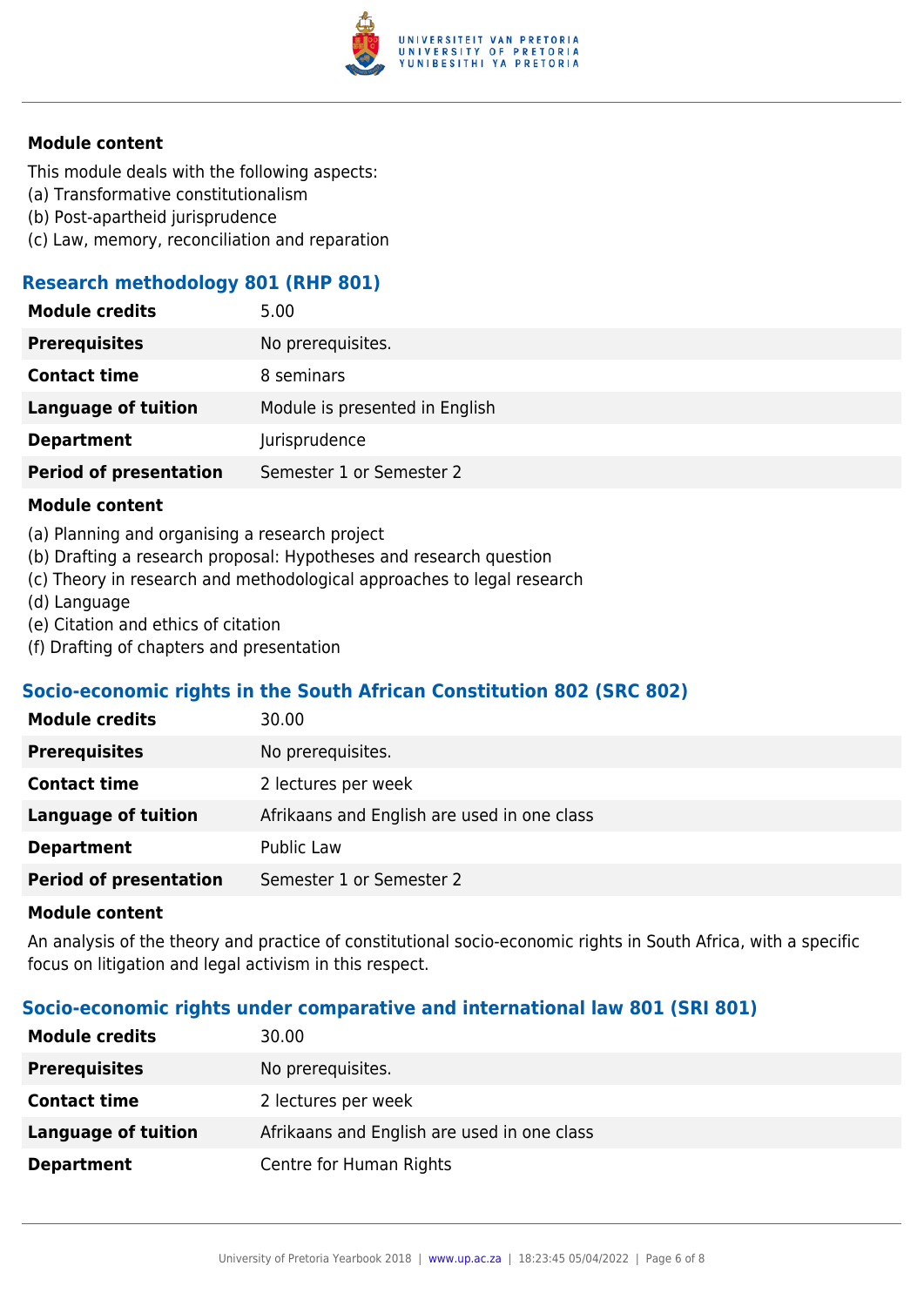**Module content**

This module deals with the following aspects:
(a) Transformative constitutionalism
(b) Post-apartheid jurisprudence
(c) Law, memory, reconciliation and reparation

### Research methodology 801 (RHP 801)

| | |
|---|---|
| **Module credits** | 5.00 |
| **Prerequisites** | No prerequisites. |
| **Contact time** | 8 seminars |
| **Language of tuition** | Module is presented in English |
| **Department** | Jurisprudence |
| **Period of presentation** | Semester 1 or Semester 2 |

**Module content**

(a) Planning and organising a research project
(b) Drafting a research proposal: Hypotheses and research question
(c) Theory in research and methodological approaches to legal research
(d) Language
(e) Citation and ethics of citation
(f) Drafting of chapters and presentation

### Socio-economic rights in the South African Constitution 802 (SRC 802)

| | |
|---|---|
| **Module credits** | 30.00 |
| **Prerequisites** | No prerequisites. |
| **Contact time** | 2 lectures per week |
| **Language of tuition** | Afrikaans and English are used in one class |
| **Department** | Public Law |
| **Period of presentation** | Semester 1 or Semester 2 |

**Module content**

An analysis of the theory and practice of constitutional socio-economic rights in South Africa, with a specific focus on litigation and legal activism in this respect.

### Socio-economic rights under comparative and international law 801 (SRI 801)

| | |
|---|---|
| **Module credits** | 30.00 |
| **Prerequisites** | No prerequisites. |
| **Contact time** | 2 lectures per week |
| **Language of tuition** | Afrikaans and English are used in one class |
| **Department** | Centre for Human Rights |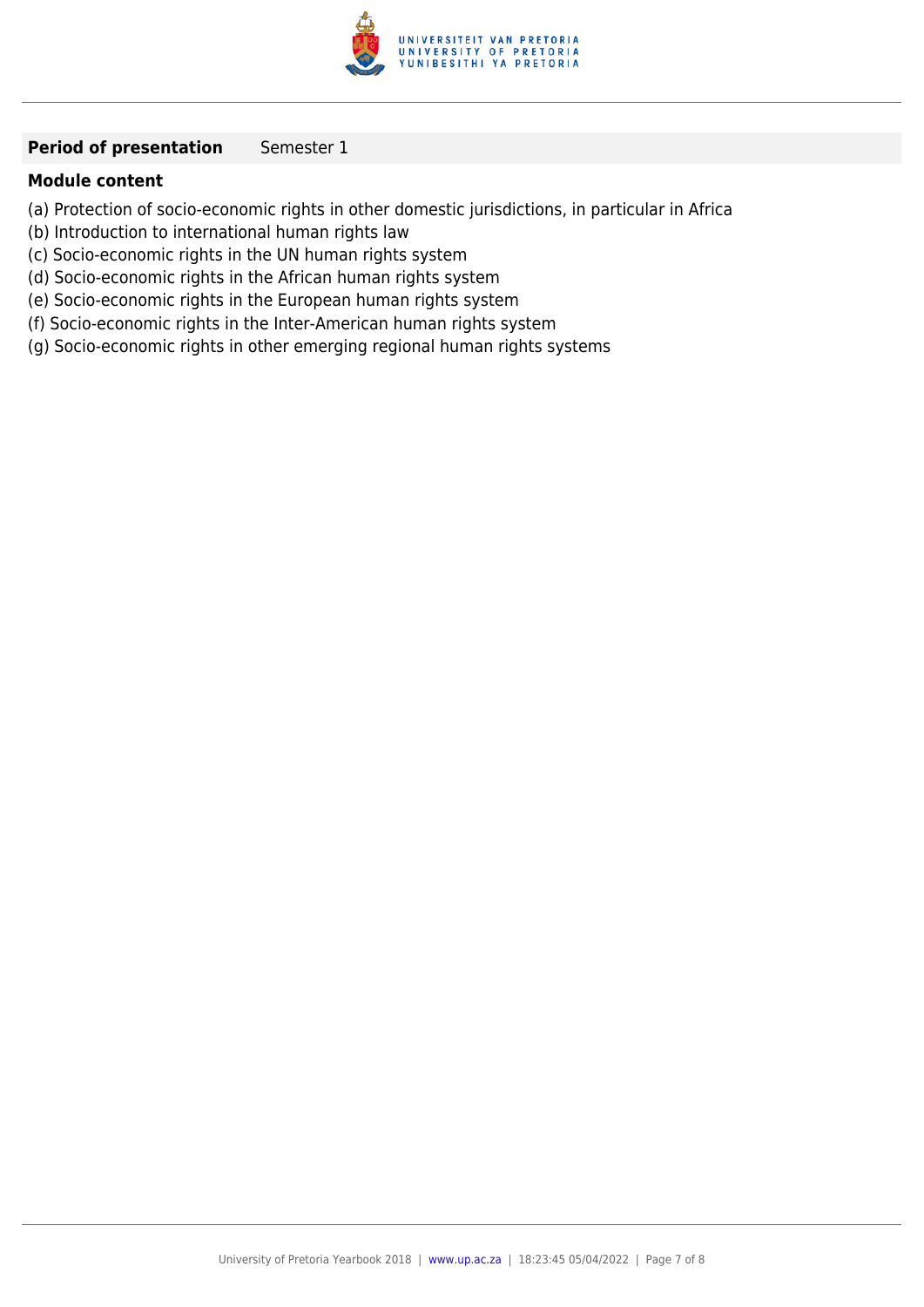**Period of presentation** Semester 1

**Module content**

(a) Protection of socio-economic rights in other domestic jurisdictions, in particular in Africa
(b) Introduction to international human rights law
(c) Socio-economic rights in the UN human rights system
(d) Socio-economic rights in the African human rights system
(e) Socio-economic rights in the European human rights system
(f) Socio-economic rights in the Inter-American human rights system
(g) Socio-economic rights in other emerging regional human rights systems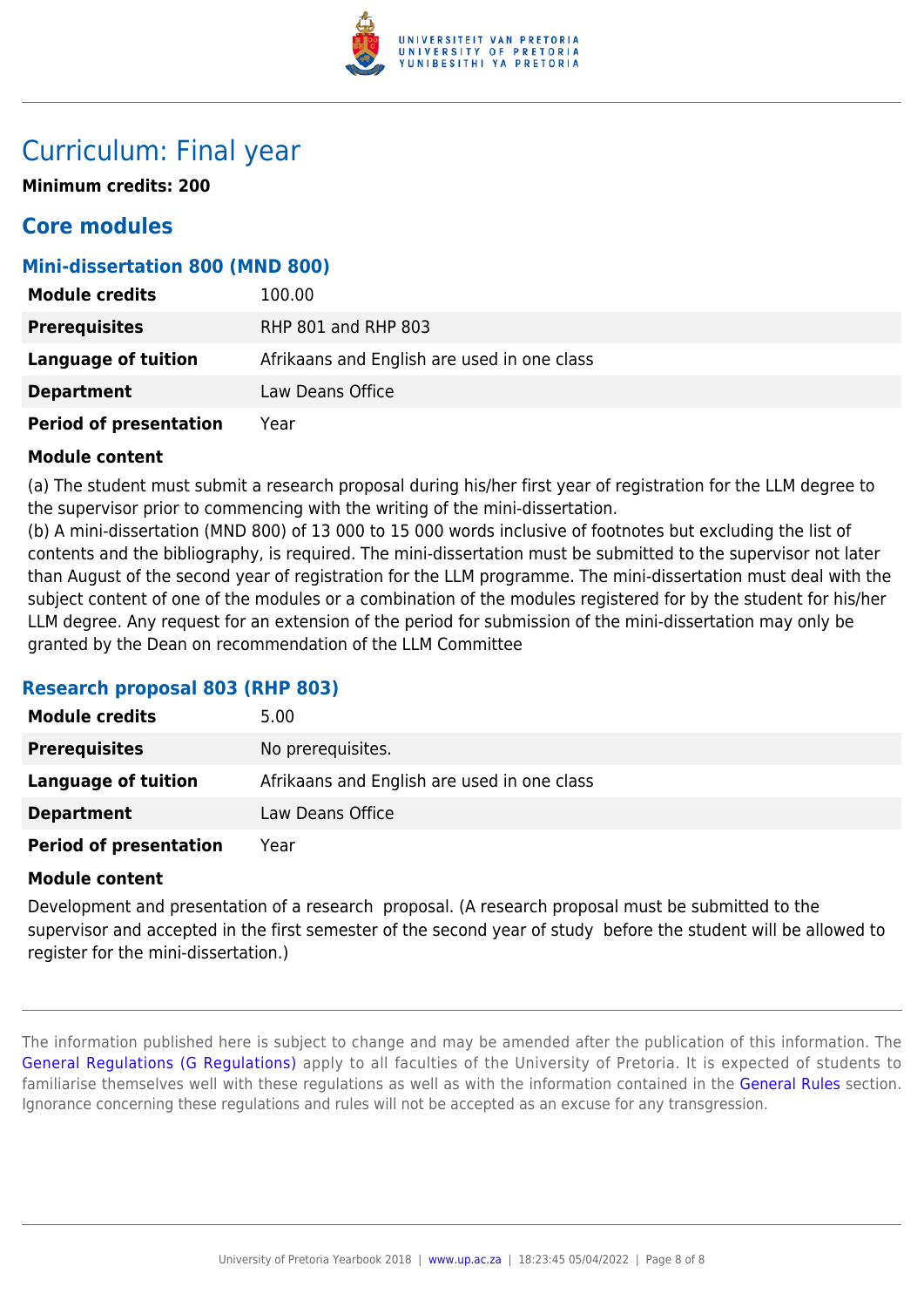# Curriculum: Final year

**Minimum credits: 200**

## Core modules

### Mini-dissertation 800 (MND 800)

| | |
|---|---|
| **Module credits** | 100.00 |
| **Prerequisites** | RHP 801 and RHP 803 |
| **Language of tuition** | Afrikaans and English are used in one class |
| **Department** | Law Deans Office |
| **Period of presentation** | Year |

**Module content**

(a) The student must submit a research proposal during his/her first year of registration for the LLM degree to the supervisor prior to commencing with the writing of the mini-dissertation.
(b) A mini-dissertation (MND 800) of 13 000 to 15 000 words inclusive of footnotes but excluding the list of contents and the bibliography, is required. The mini-dissertation must be submitted to the supervisor not later than August of the second year of registration for the LLM programme. The mini-dissertation must deal with the subject content of one of the modules or a combination of the modules registered for by the student for his/her LLM degree. Any request for an extension of the period for submission of the mini-dissertation may only be granted by the Dean on recommendation of the LLM Committee

### Research proposal 803 (RHP 803)

| | |
|---|---|
| **Module credits** | 5.00 |
| **Prerequisites** | No prerequisites. |
| **Language of tuition** | Afrikaans and English are used in one class |
| **Department** | Law Deans Office |
| **Period of presentation** | Year |

**Module content**

Development and presentation of a research proposal. (A research proposal must be submitted to the supervisor and accepted in the first semester of the second year of study before the student will be allowed to register for the mini-dissertation.)

The information published here is subject to change and may be amended after the publication of this information. The General Regulations (G Regulations) apply to all faculties of the University of Pretoria. It is expected of students to familiarise themselves well with these regulations as well as with the information contained in the General Rules section. Ignorance concerning these regulations and rules will not be accepted as an excuse for any transgression.